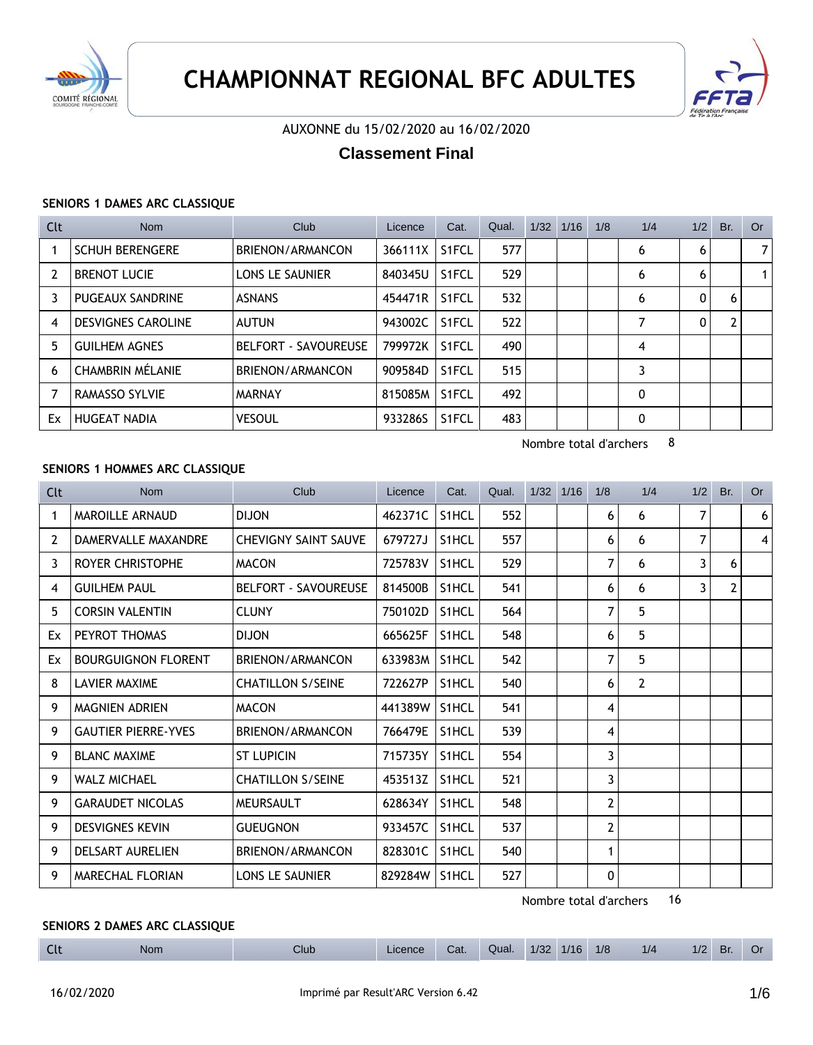# CHAMPIONNAT REGIONAL BFC ADULTES

AUXONNE du 15/02/2020 au 16/02/2020

## Classement Final

### SENIORS 1 DAMES ARC CLASSIQUE

| Clt | Nom | Club | Licence | Cat. | Qual. | 1/32 | 1/16 | 1/8 | 1/4 | 1/2 | Br. | Or |
|---|---|---|---|---|---|---|---|---|---|---|---|---|
| 1 | SCHUH BERENGERE | BRIENON/ARMANCON | 366111X | S1FCL | 577 | | | | 6 | 6 | | 7 |
| 2 | BRENOT LUCIE | LONS LE SAUNIER | 840345U | S1FCL | 529 | | | | 6 | 6 | | 1 |
| 3 | PUGEAUX SANDRINE | ASNANS | 454471R | S1FCL | 532 | | | | 6 | 0 | 6 | |
| 4 | DESVIGNES CAROLINE | AUTUN | 943002C | S1FCL | 522 | | | | 7 | 0 | 2 | |
| 5 | GUILHEM AGNES | BELFORT - SAVOUREUSE | 799972K | S1FCL | 490 | | | | 4 | | | |
| 6 | CHAMBRIN MÉLANIE | BRIENON/ARMANCON | 909584D | S1FCL | 515 | | | | 3 | | | |
| 7 | RAMASSO SYLVIE | MARNAY | 815085M | S1FCL | 492 | | | | 0 | | | |
| Ex | HUGEAT NADIA | VESOUL | 933286S | S1FCL | 483 | | | | 0 | | | |

Nombre total d'archers 8

### SENIORS 1 HOMMES ARC CLASSIQUE

| Clt | Nom | Club | Licence | Cat. | Qual. | 1/32 | 1/16 | 1/8 | 1/4 | 1/2 | Br. | Or |
|---|---|---|---|---|---|---|---|---|---|---|---|---|
| 1 | MAROILLE ARNAUD | DIJON | 462371C | S1HCL | 552 | | | 6 | 6 | 7 | | 6 |
| 2 | DAMERVALLE MAXANDRE | CHEVIGNY SAINT SAUVE | 679727J | S1HCL | 557 | | | 6 | 6 | 7 | | 4 |
| 3 | ROYER CHRISTOPHE | MACON | 725783V | S1HCL | 529 | | | 7 | 6 | 3 | 6 | |
| 4 | GUILHEM PAUL | BELFORT - SAVOUREUSE | 814500B | S1HCL | 541 | | | 6 | 6 | 3 | 2 | |
| 5 | CORSIN VALENTIN | CLUNY | 750102D | S1HCL | 564 | | | 7 | 5 | | | |
| Ex | PEYROT THOMAS | DIJON | 665625F | S1HCL | 548 | | | 6 | 5 | | | |
| Ex | BOURGUIGNON FLORENT | BRIENON/ARMANCON | 633983M | S1HCL | 542 | | | 7 | 5 | | | |
| 8 | LAVIER MAXIME | CHATILLON S/SEINE | 722627P | S1HCL | 540 | | | 6 | 2 | | | |
| 9 | MAGNIEN ADRIEN | MACON | 441389W | S1HCL | 541 | | | 4 | | | | |
| 9 | GAUTIER PIERRE-YVES | BRIENON/ARMANCON | 766479E | S1HCL | 539 | | | 4 | | | | |
| 9 | BLANC MAXIME | ST LUPICIN | 715735Y | S1HCL | 554 | | | 3 | | | | |
| 9 | WALZ MICHAEL | CHATILLON S/SEINE | 453513Z | S1HCL | 521 | | | 3 | | | | |
| 9 | GARAUDET NICOLAS | MEURSAULT | 628634Y | S1HCL | 548 | | | 2 | | | | |
| 9 | DESVIGNES KEVIN | GUEUGNON | 933457C | S1HCL | 537 | | | 2 | | | | |
| 9 | DELSART AURELIEN | BRIENON/ARMANCON | 828301C | S1HCL | 540 | | | 1 | | | | |
| 9 | MARECHAL FLORIAN | LONS LE SAUNIER | 829284W | S1HCL | 527 | | | 0 | | | | |

Nombre total d'archers 16

### SENIORS 2 DAMES ARC CLASSIQUE

| Clt | Nom | Club | Licence | Cat. | Qual. | 1/32 | 1/16 | 1/8 | 1/4 | 1/2 | Br. | Or |
|---|---|---|---|---|---|---|---|---|---|---|---|---|

16/02/2020 Imprimé par Result'ARC Version 6.42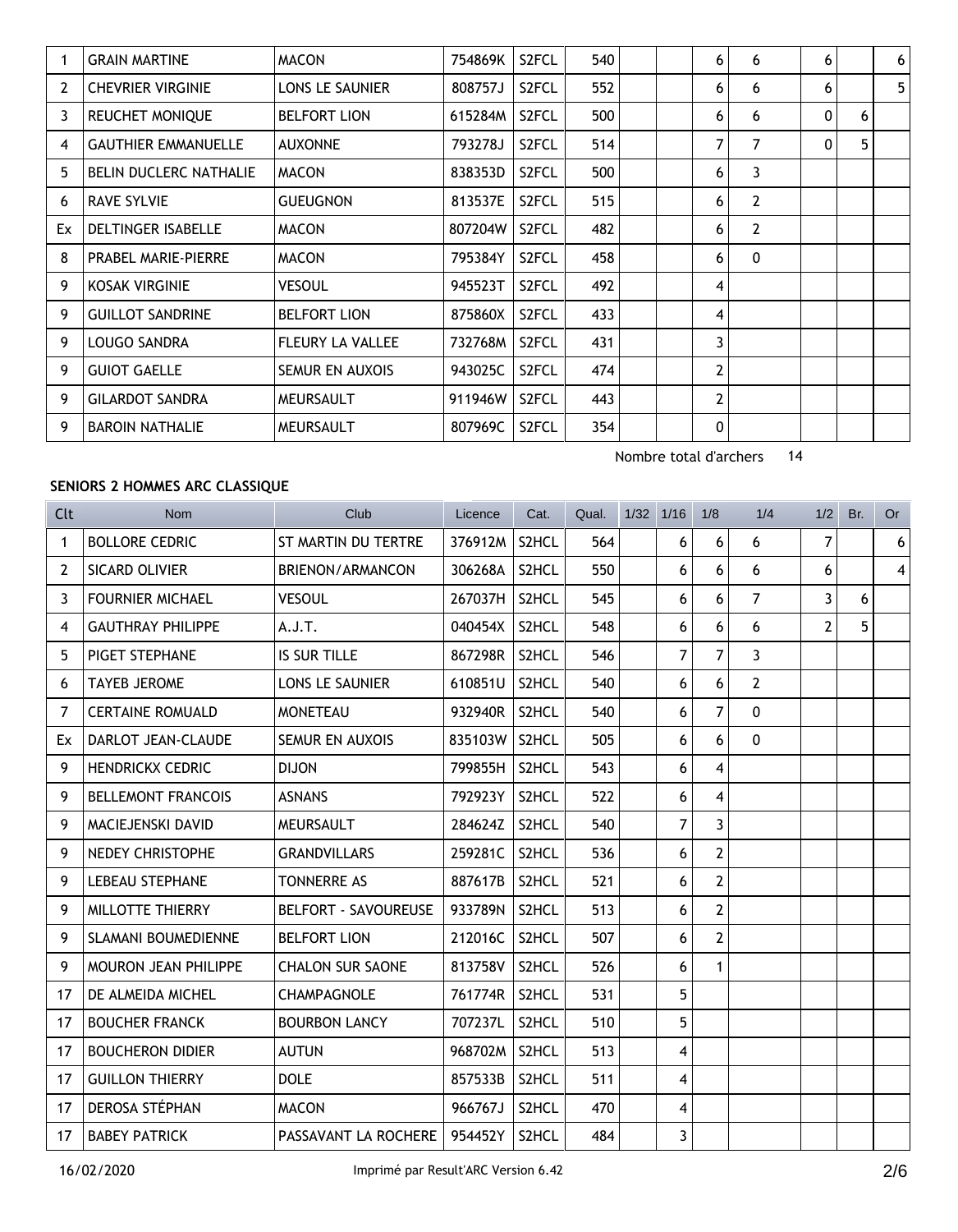| Clt | Nom | Club | Licence | Cat. | Qual. | 1/32 | 1/16 | 1/8 | 1/4 | 1/2 | Br. | Or |
|---|---|---|---|---|---|---|---|---|---|---|---|---|
| 1 | GRAIN MARTINE | MACON | 754869K | S2FCL | 540 | | | 6 | 6 | 6 | | 6 |
| 2 | CHEVRIER VIRGINIE | LONS LE SAUNIER | 808757J | S2FCL | 552 | | | 6 | 6 | 6 | | 5 |
| 3 | REUCHET MONIQUE | BELFORT LION | 615284M | S2FCL | 500 | | | 6 | 6 | 0 | 6 | |
| 4 | GAUTHIER EMMANUELLE | AUXONNE | 793278J | S2FCL | 514 | | | 7 | 7 | 0 | 5 | |
| 5 | BELIN DUCLERC NATHALIE | MACON | 838353D | S2FCL | 500 | | | 6 | 3 | | | |
| 6 | RAVE SYLVIE | GUEUGNON | 813537E | S2FCL | 515 | | | 6 | 2 | | | |
| Ex | DELTINGER ISABELLE | MACON | 807204W | S2FCL | 482 | | | 6 | 2 | | | |
| 8 | PRABEL MARIE-PIERRE | MACON | 795384Y | S2FCL | 458 | | | 6 | 0 | | | |
| 9 | KOSAK VIRGINIE | VESOUL | 945523T | S2FCL | 492 | | | 4 | | | | |
| 9 | GUILLOT SANDRINE | BELFORT LION | 875860X | S2FCL | 433 | | | 4 | | | | |
| 9 | LOUGO SANDRA | FLEURY LA VALLEE | 732768M | S2FCL | 431 | | | 3 | | | | |
| 9 | GUIOT GAELLE | SEMUR EN AUXOIS | 943025C | S2FCL | 474 | | | 2 | | | | |
| 9 | GILARDOT SANDRA | MEURSAULT | 911946W | S2FCL | 443 | | | 2 | | | | |
| 9 | BAROIN NATHALIE | MEURSAULT | 807969C | S2FCL | 354 | | | 0 | | | | |

Nombre total d'archers 14

**SENIORS 2 HOMMES ARC CLASSIQUE**

| Clt | Nom | Club | Licence | Cat. | Qual. | 1/32 | 1/16 | 1/8 | 1/4 | 1/2 | Br. | Or |
|---|---|---|---|---|---|---|---|---|---|---|---|---|
| 1 | BOLLORE CEDRIC | ST MARTIN DU TERTRE | 376912M | S2HCL | 564 | | 6 | 6 | 6 | 7 | | 6 |
| 2 | SICARD OLIVIER | BRIENON/ARMANCON | 306268A | S2HCL | 550 | | 6 | 6 | 6 | 6 | | 4 |
| 3 | FOURNIER MICHAEL | VESOUL | 267037H | S2HCL | 545 | | 6 | 6 | 7 | 3 | 6 | |
| 4 | GAUTHRAY PHILIPPE | A.J.T. | 040454X | S2HCL | 548 | | 6 | 6 | 6 | 2 | 5 | |
| 5 | PIGET STEPHANE | IS SUR TILLE | 867298R | S2HCL | 546 | | 7 | 7 | 3 | | | |
| 6 | TAYEB JEROME | LONS LE SAUNIER | 610851U | S2HCL | 540 | | 6 | 6 | 2 | | | |
| 7 | CERTAINE ROMUALD | MONETEAU | 932940R | S2HCL | 540 | | 6 | 7 | 0 | | | |
| Ex | DARLOT JEAN-CLAUDE | SEMUR EN AUXOIS | 835103W | S2HCL | 505 | | 6 | 6 | 0 | | | |
| 9 | HENDRICKX CEDRIC | DIJON | 799855H | S2HCL | 543 | | 6 | 4 | | | | |
| 9 | BELLEMONT FRANCOIS | ASNANS | 792923Y | S2HCL | 522 | | 6 | 4 | | | | |
| 9 | MACIEJENSKI DAVID | MEURSAULT | 284624Z | S2HCL | 540 | | 7 | 3 | | | | |
| 9 | NEDEY CHRISTOPHE | GRANDVILLARS | 259281C | S2HCL | 536 | | 6 | 2 | | | | |
| 9 | LEBEAU STEPHANE | TONNERRE AS | 887617B | S2HCL | 521 | | 6 | 2 | | | | |
| 9 | MILLOTTE THIERRY | BELFORT - SAVOUREUSE | 933789N | S2HCL | 513 | | 6 | 2 | | | | |
| 9 | SLAMANI BOUMEDIENNE | BELFORT LION | 212016C | S2HCL | 507 | | 6 | 2 | | | | |
| 9 | MOURON JEAN PHILIPPE | CHALON SUR SAONE | 813758V | S2HCL | 526 | | 6 | 1 | | | | |
| 17 | DE ALMEIDA MICHEL | CHAMPAGNOLE | 761774R | S2HCL | 531 | | 5 | | | | | |
| 17 | BOUCHER FRANCK | BOURBON LANCY | 707237L | S2HCL | 510 | | 5 | | | | | |
| 17 | BOUCHERON DIDIER | AUTUN | 968702M | S2HCL | 513 | | 4 | | | | | |
| 17 | GUILLON THIERRY | DOLE | 857533B | S2HCL | 511 | | 4 | | | | | |
| 17 | DEROSA STÉPHAN | MACON | 966767J | S2HCL | 470 | | 4 | | | | | |
| 17 | BABEY PATRICK | PASSAVANT LA ROCHERE | 954452Y | S2HCL | 484 | | 3 | | | | | |

16/02/2020 Imprimé par Result'ARC Version 6.42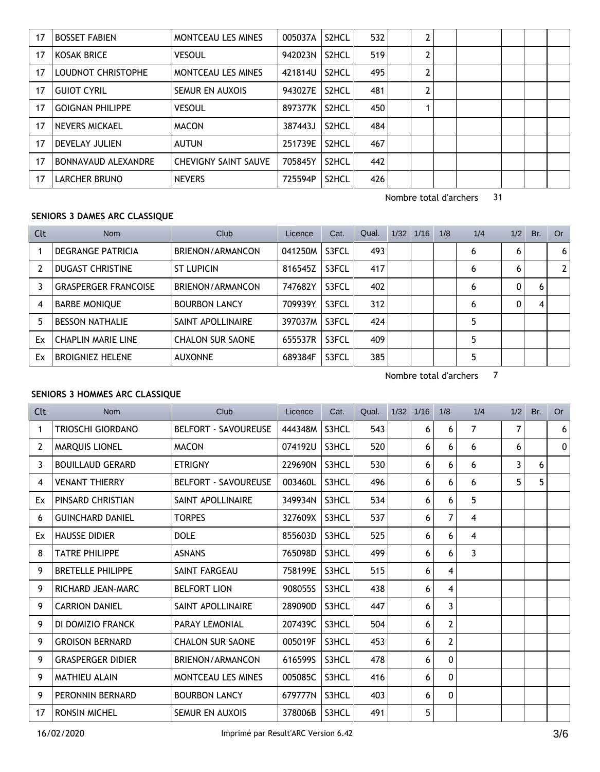| 17 | BOSSET FABIEN | MONTCEAU LES MINES | 005037A | S2HCL | 532 | | 2 | | | | | |
|---|---|---|---|---|---|---|---|---|---|---|---|---|
| 17 | KOSAK BRICE | VESOUL | 942023N | S2HCL | 519 | | 2 | | | | | |
| 17 | LOUDNOT CHRISTOPHE | MONTCEAU LES MINES | 421814U | S2HCL | 495 | | 2 | | | | | |
| 17 | GUIOT CYRIL | SEMUR EN AUXOIS | 943027E | S2HCL | 481 | | 2 | | | | | |
| 17 | GOIGNAN PHILIPPE | VESOUL | 897377K | S2HCL | 450 | | 1 | | | | | |
| 17 | NEVERS MICKAEL | MACON | 387443J | S2HCL | 484 | | | | | | | |
| 17 | DEVELAY JULIEN | AUTUN | 251739E | S2HCL | 467 | | | | | | | |
| 17 | BONNAVAUD ALEXANDRE | CHEVIGNY SAINT SAUVE | 705845Y | S2HCL | 442 | | | | | | | |
| 17 | LARCHER BRUNO | NEVERS | 725594P | S2HCL | 426 | | | | | | | |

Nombre total d'archers 31

**SENIORS 3 DAMES ARC CLASSIQUE**

| Clt | Nom | Club | Licence | Cat. | Qual. | 1/32 | 1/16 | 1/8 | 1/4 | 1/2 | Br. | Or |
|---|---|---|---|---|---|---|---|---|---|---|---|---|
| 1 | DEGRANGE PATRICIA | BRIENON/ARMANCON | 041250M | S3FCL | 493 | | | | 6 | 6 | | 6 |
| 2 | DUGAST CHRISTINE | ST LUPICIN | 816545Z | S3FCL | 417 | | | | 6 | 6 | | 2 |
| 3 | GRASPERGER FRANCOISE | BRIENON/ARMANCON | 747682Y | S3FCL | 402 | | | | 6 | 0 | 6 | |
| 4 | BARBE MONIQUE | BOURBON LANCY | 709939Y | S3FCL | 312 | | | | 6 | 0 | 4 | |
| 5 | BESSON NATHALIE | SAINT APOLLINAIRE | 397037M | S3FCL | 424 | | | | 5 | | | |
| Ex | CHAPLIN MARIE LINE | CHALON SUR SAONE | 655537R | S3FCL | 409 | | | | 5 | | | |
| Ex | BROIGNIEZ HELENE | AUXONNE | 689384F | S3FCL | 385 | | | | 5 | | | |

Nombre total d'archers 7

**SENIORS 3 HOMMES ARC CLASSIQUE**

| Clt | Nom | Club | Licence | Cat. | Qual. | 1/32 | 1/16 | 1/8 | 1/4 | 1/2 | Br. | Or |
|---|---|---|---|---|---|---|---|---|---|---|---|---|
| 1 | TRIOSCHI GIORDANO | BELFORT - SAVOUREUSE | 444348M | S3HCL | 543 | | 6 | 6 | 7 | 7 | | 6 |
| 2 | MARQUIS LIONEL | MACON | 074192U | S3HCL | 520 | | 6 | 6 | 6 | 6 | | 0 |
| 3 | BOUILLAUD GERARD | ETRIGNY | 229690N | S3HCL | 530 | | 6 | 6 | 6 | 3 | 6 | |
| 4 | VENANT THIERRY | BELFORT - SAVOUREUSE | 003460L | S3HCL | 496 | | 6 | 6 | 6 | 5 | 5 | |
| Ex | PINSARD CHRISTIAN | SAINT APOLLINAIRE | 349934N | S3HCL | 534 | | 6 | 6 | 5 | | | |
| 6 | GUINCHARD DANIEL | TORPES | 327609X | S3HCL | 537 | | 6 | 7 | 4 | | | |
| Ex | HAUSSE DIDIER | DOLE | 855603D | S3HCL | 525 | | 6 | 6 | 4 | | | |
| 8 | TATRE PHILIPPE | ASNANS | 765098D | S3HCL | 499 | | 6 | 6 | 3 | | | |
| 9 | BRETELLE PHILIPPE | SAINT FARGEAU | 758199E | S3HCL | 515 | | 6 | 4 | | | | |
| 9 | RICHARD JEAN-MARC | BELFORT LION | 908055S | S3HCL | 438 | | 6 | 4 | | | | |
| 9 | CARRION DANIEL | SAINT APOLLINAIRE | 289090D | S3HCL | 447 | | 6 | 3 | | | | |
| 9 | DI DOMIZIO FRANCK | PARAY LEMONIAL | 207439C | S3HCL | 504 | | 6 | 2 | | | | |
| 9 | GROISON BERNARD | CHALON SUR SAONE | 005019F | S3HCL | 453 | | 6 | 2 | | | | |
| 9 | GRASPERGER DIDIER | BRIENON/ARMANCON | 616599S | S3HCL | 478 | | 6 | 0 | | | | |
| 9 | MATHIEU ALAIN | MONTCEAU LES MINES | 005085C | S3HCL | 416 | | 6 | 0 | | | | |
| 9 | PERONNIN BERNARD | BOURBON LANCY | 679777N | S3HCL | 403 | | 6 | 0 | | | | |
| 17 | RONSIN MICHEL | SEMUR EN AUXOIS | 378006B | S3HCL | 491 | | 5 | | | | | |

16/02/2020 Imprimé par Result'ARC Version 6.42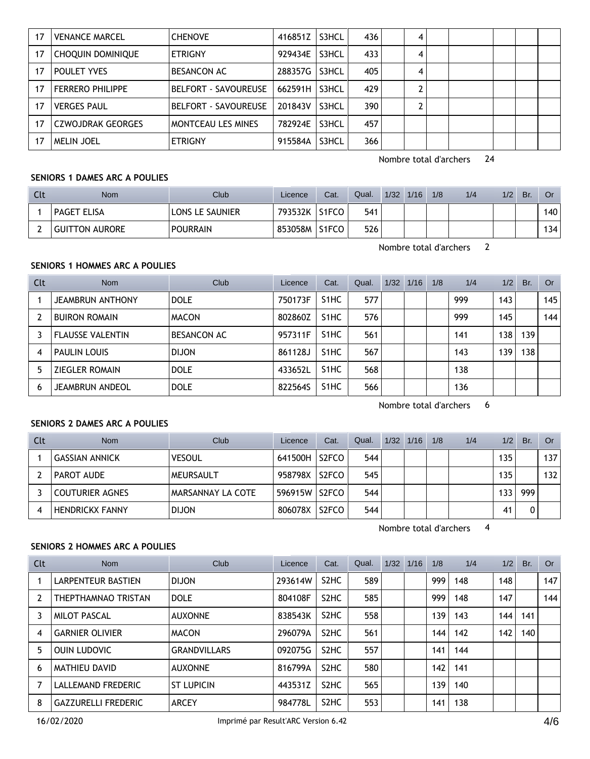| 17 | VENANCE MARCEL | CHENOVE | 416851Z | S3HCL | 436 | | 4 | | | | | |
|---|---|---|---|---|---|---|---|---|---|---|---|---|
| 17 | CHOQUIN DOMINIQUE | ETRIGNY | 929434E | S3HCL | 433 | | 4 | | | | | |
| 17 | POULET YVES | BESANCON AC | 288357G | S3HCL | 405 | | 4 | | | | | |
| 17 | FERRERO PHILIPPE | BELFORT - SAVOUREUSE | 662591H | S3HCL | 429 | | 2 | | | | | |
| 17 | VERGES PAUL | BELFORT - SAVOUREUSE | 201843V | S3HCL | 390 | | 2 | | | | | |
| 17 | CZWOJDRAK GEORGES | MONTCEAU LES MINES | 782924E | S3HCL | 457 | | | | | | | |
| 17 | MELIN JOEL | ETRIGNY | 915584A | S3HCL | 366 | | | | | | | |

Nombre total d'archers 24

**SENIORS 1 DAMES ARC A POULIES**

| Clt | Nom | Club | Licence | Cat. | Qual. | 1/32 | 1/16 | 1/8 | 1/4 | 1/2 | Br. | Or |
|---|---|---|---|---|---|---|---|---|---|---|---|---|
| 1 | PAGET ELISA | LONS LE SAUNIER | 793532K | S1FCO | 541 | | | | | | | 140 |
| 2 | GUITTON AURORE | POURRAIN | 853058M | S1FCO | 526 | | | | | | | 134 |

Nombre total d'archers 2

**SENIORS 1 HOMMES ARC A POULIES**

| Clt | Nom | Club | Licence | Cat. | Qual. | 1/32 | 1/16 | 1/8 | 1/4 | 1/2 | Br. | Or |
|---|---|---|---|---|---|---|---|---|---|---|---|---|
| 1 | JEAMBRUN ANTHONY | DOLE | 750173F | S1HC | 577 | | | | 999 | 143 | | 145 |
| 2 | BUIRON ROMAIN | MACON | 802860Z | S1HC | 576 | | | | 999 | 145 | | 144 |
| 3 | FLAUSSE VALENTIN | BESANCON AC | 957311F | S1HC | 561 | | | | 141 | 138 | 139 | |
| 4 | PAULIN LOUIS | DIJON | 861128J | S1HC | 567 | | | | 143 | 139 | 138 | |
| 5 | ZIEGLER ROMAIN | DOLE | 433652L | S1HC | 568 | | | | 138 | | | |
| 6 | JEAMBRUN ANDEOL | DOLE | 822564S | S1HC | 566 | | | | 136 | | | |

Nombre total d'archers 6

**SENIORS 2 DAMES ARC A POULIES**

| Clt | Nom | Club | Licence | Cat. | Qual. | 1/32 | 1/16 | 1/8 | 1/4 | 1/2 | Br. | Or |
|---|---|---|---|---|---|---|---|---|---|---|---|---|
| 1 | GASSIAN ANNICK | VESOUL | 641500H | S2FCO | 544 | | | | | 135 | | 137 |
| 2 | PAROT AUDE | MEURSAULT | 958798X | S2FCO | 545 | | | | | 135 | | 132 |
| 3 | COUTURIER AGNES | MARSANNAY LA COTE | 596915W | S2FCO | 544 | | | | | 133 | 999 | |
| 4 | HENDRICKX FANNY | DIJON | 806078X | S2FCO | 544 | | | | | 41 | 0 | |

Nombre total d'archers 4

**SENIORS 2 HOMMES ARC A POULIES**

| Clt | Nom | Club | Licence | Cat. | Qual. | 1/32 | 1/16 | 1/8 | 1/4 | 1/2 | Br. | Or |
|---|---|---|---|---|---|---|---|---|---|---|---|---|
| 1 | LARPENTEUR BASTIEN | DIJON | 293614W | S2HC | 589 | | | 999 | 148 | 148 | | 147 |
| 2 | THEPTHAMNAO TRISTAN | DOLE | 804108F | S2HC | 585 | | | 999 | 148 | 147 | | 144 |
| 3 | MILOT PASCAL | AUXONNE | 838543K | S2HC | 558 | | | 139 | 143 | 144 | 141 | |
| 4 | GARNIER OLIVIER | MACON | 296079A | S2HC | 561 | | | 144 | 142 | 142 | 140 | |
| 5 | OUIN LUDOVIC | GRANDVILLARS | 092075G | S2HC | 557 | | | 141 | 144 | | | |
| 6 | MATHIEU DAVID | AUXONNE | 816799A | S2HC | 580 | | | 142 | 141 | | | |
| 7 | LALLEMAND FREDERIC | ST LUPICIN | 443531Z | S2HC | 565 | | | 139 | 140 | | | |
| 8 | GAZZURELLI FREDERIC | ARCEY | 984778L | S2HC | 553 | | | 141 | 138 | | | |

16/02/2020 Imprimé par Result'ARC Version 6.42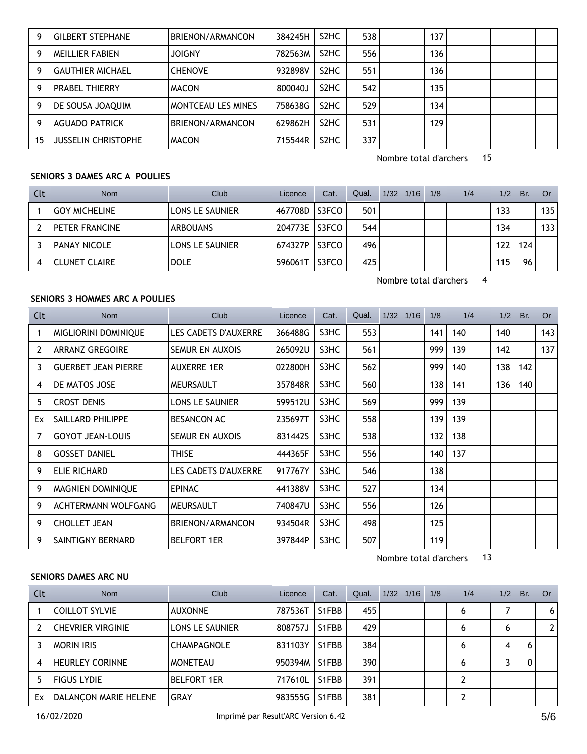| Clt | Nom | Club | Licence | Cat. | Qual. | 1/32 | 1/16 | 1/8 | 1/4 | 1/2 | Br. | Or |
|---|---|---|---|---|---|---|---|---|---|---|---|---|
| 9 | GILBERT STEPHANE | BRIENON/ARMANCON | 384245H | S2HC | 538 | | | 137 | | | | |
| 9 | MEILLIER FABIEN | JOIGNY | 782563M | S2HC | 556 | | | 136 | | | | |
| 9 | GAUTHIER MICHAEL | CHENOVE | 932898V | S2HC | 551 | | | 136 | | | | |
| 9 | PRABEL THIERRY | MACON | 800040J | S2HC | 542 | | | 135 | | | | |
| 9 | DE SOUSA JOAQUIM | MONTCEAU LES MINES | 758638G | S2HC | 529 | | | 134 | | | | |
| 9 | AGUADO PATRICK | BRIENON/ARMANCON | 629862H | S2HC | 531 | | | 129 | | | | |
| 15 | JUSSELIN CHRISTOPHE | MACON | 715544R | S2HC | 337 | | | | | | | |

Nombre total d'archers 15

**SENIORS 3 DAMES ARC A POULIES**

| Clt | Nom | Club | Licence | Cat. | Qual. | 1/32 | 1/16 | 1/8 | 1/4 | 1/2 | Br. | Or |
|---|---|---|---|---|---|---|---|---|---|---|---|---|
| 1 | GOY MICHELINE | LONS LE SAUNIER | 467708D | S3FCO | 501 | | | | | 133 | | 135 |
| 2 | PETER FRANCINE | ARBOUANS | 204773E | S3FCO | 544 | | | | | 134 | | 133 |
| 3 | PANAY NICOLE | LONS LE SAUNIER | 674327P | S3FCO | 496 | | | | | 122 | 124 | |
| 4 | CLUNET CLAIRE | DOLE | 596061T | S3FCO | 425 | | | | | 115 | 96 | |

Nombre total d'archers 4

**SENIORS 3 HOMMES ARC A POULIES**

| Clt | Nom | Club | Licence | Cat. | Qual. | 1/32 | 1/16 | 1/8 | 1/4 | 1/2 | Br. | Or |
|---|---|---|---|---|---|---|---|---|---|---|---|---|
| 1 | MIGLIORINI DOMINIQUE | LES CADETS D'AUXERRE | 366488G | S3HC | 553 | | | 141 | 140 | 140 | | 143 |
| 2 | ARRANZ GREGOIRE | SEMUR EN AUXOIS | 265092U | S3HC | 561 | | | 999 | 139 | 142 | | 137 |
| 3 | GUERBET JEAN PIERRE | AUXERRE 1ER | 022800H | S3HC | 562 | | | 999 | 140 | 138 | 142 | |
| 4 | DE MATOS JOSE | MEURSAULT | 357848R | S3HC | 560 | | | 138 | 141 | 136 | 140 | |
| 5 | CROST DENIS | LONS LE SAUNIER | 599512U | S3HC | 569 | | | 999 | 139 | | | |
| Ex | SAILLARD PHILIPPE | BESANCON AC | 235697T | S3HC | 558 | | | 139 | 139 | | | |
| 7 | GOYOT JEAN-LOUIS | SEMUR EN AUXOIS | 831442S | S3HC | 538 | | | 132 | 138 | | | |
| 8 | GOSSET DANIEL | THISE | 444365F | S3HC | 556 | | | 140 | 137 | | | |
| 9 | ELIE RICHARD | LES CADETS D'AUXERRE | 917767Y | S3HC | 546 | | | 138 | | | | |
| 9 | MAGNIEN DOMINIQUE | EPINAC | 441388V | S3HC | 527 | | | 134 | | | | |
| 9 | ACHTERMANN WOLFGANG | MEURSAULT | 740847U | S3HC | 556 | | | 126 | | | | |
| 9 | CHOLLET JEAN | BRIENON/ARMANCON | 934504R | S3HC | 498 | | | 125 | | | | |
| 9 | SAINTIGNY BERNARD | BELFORT 1ER | 397844P | S3HC | 507 | | | 119 | | | | |

Nombre total d'archers 13

**SENIORS DAMES ARC NU**

| Clt | Nom | Club | Licence | Cat. | Qual. | 1/32 | 1/16 | 1/8 | 1/4 | 1/2 | Br. | Or |
|---|---|---|---|---|---|---|---|---|---|---|---|---|
| 1 | COILLOT SYLVIE | AUXONNE | 787536T | S1FBB | 455 | | | | 6 | 7 | | 6 |
| 2 | CHEVRIER VIRGINIE | LONS LE SAUNIER | 808757J | S1FBB | 429 | | | | 6 | 6 | | 2 |
| 3 | MORIN IRIS | CHAMPAGNOLE | 831103Y | S1FBB | 384 | | | | 6 | 4 | 6 | |
| 4 | HEURLEY CORINNE | MONETEAU | 950394M | S1FBB | 390 | | | | 6 | 3 | 0 | |
| 5 | FIGUS LYDIE | BELFORT 1ER | 717610L | S1FBB | 391 | | | | 2 | | | |
| Ex | DALANÇON MARIE HELENE | GRAY | 983555G | S1FBB | 381 | | | | 2 | | | |

16/02/2020 Imprimé par Result'ARC Version 6.42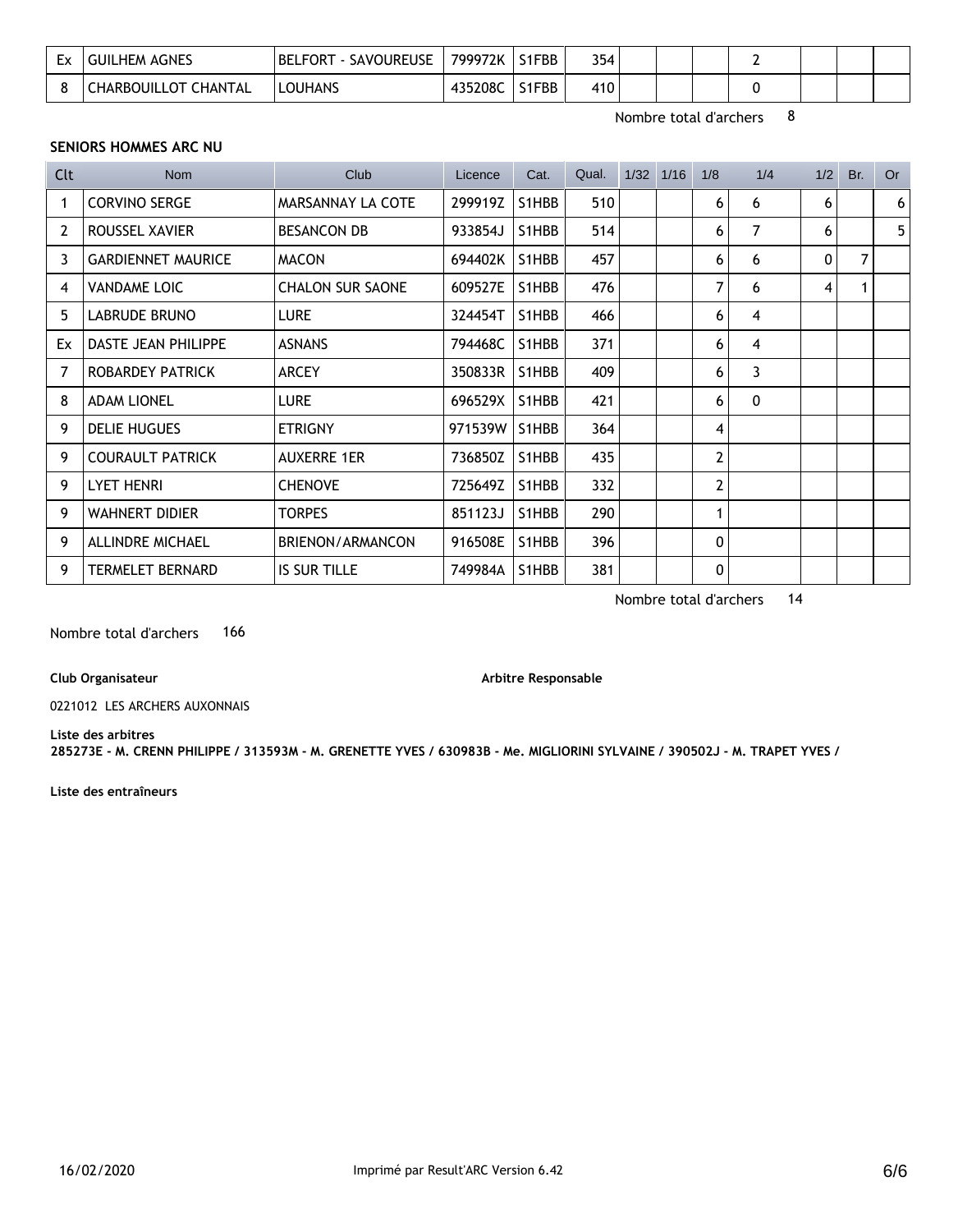| Clt | Nom | Club | Licence | Cat. | Qual. | 1/32 | 1/16 | 1/8 | 1/4 | 1/2 | Br. | Or |
|---|---|---|---|---|---|---|---|---|---|---|---|---|
| Ex | GUILHEM AGNES | BELFORT - SAVOUREUSE | 799972K | S1FBB | 354 | | | | 2 | | | |
| 8 | CHARBOUILLOT CHANTAL | LOUHANS | 435208C | S1FBB | 410 | | | | 0 | | | |

Nombre total d'archers 8

**SENIORS HOMMES ARC NU**

| Clt | Nom | Club | Licence | Cat. | Qual. | 1/32 | 1/16 | 1/8 | 1/4 | 1/2 | Br. | Or |
|---|---|---|---|---|---|---|---|---|---|---|---|---|
| 1 | CORVINO SERGE | MARSANNAY LA COTE | 299919Z | S1HBB | 510 | | | 6 | 6 | 6 | | 6 |
| 2 | ROUSSEL XAVIER | BESANCON DB | 933854J | S1HBB | 514 | | | 6 | 7 | 6 | | 5 |
| 3 | GARDIENNET MAURICE | MACON | 694402K | S1HBB | 457 | | | 6 | 6 | 0 | 7 | |
| 4 | VANDAME LOIC | CHALON SUR SAONE | 609527E | S1HBB | 476 | | | 7 | 6 | 4 | 1 | |
| 5 | LABRUDE BRUNO | LURE | 324454T | S1HBB | 466 | | | 6 | 4 | | | |
| Ex | DASTE JEAN PHILIPPE | ASNANS | 794468C | S1HBB | 371 | | | 6 | 4 | | | |
| 7 | ROBARDEY PATRICK | ARCEY | 350833R | S1HBB | 409 | | | 6 | 3 | | | |
| 8 | ADAM LIONEL | LURE | 696529X | S1HBB | 421 | | | 6 | 0 | | | |
| 9 | DELIE HUGUES | ETRIGNY | 971539W | S1HBB | 364 | | | 4 | | | | |
| 9 | COURAULT PATRICK | AUXERRE 1ER | 736850Z | S1HBB | 435 | | | 2 | | | | |
| 9 | LYET HENRI | CHENOVE | 725649Z | S1HBB | 332 | | | 2 | | | | |
| 9 | WAHNERT DIDIER | TORPES | 851123J | S1HBB | 290 | | | 1 | | | | |
| 9 | ALLINDRE MICHAEL | BRIENON/ARMANCON | 916508E | S1HBB | 396 | | | 0 | | | | |
| 9 | TERMELET BERNARD | IS SUR TILLE | 749984A | S1HBB | 381 | | | 0 | | | | |

Nombre total d'archers 14

Nombre total d'archers 166

**Club Organisateur** **Arbitre Responsable**

0221012 LES ARCHERS AUXONNAIS

**Liste des arbitres**
**285273E - M. CRENN PHILIPPE / 313593M - M. GRENETTE YVES / 630983B - Me. MIGLIORINI SYLVAINE / 390502J - M. TRAPET YVES /**

**Liste des entraîneurs**

16/02/2020 Imprimé par Result'ARC Version 6.42